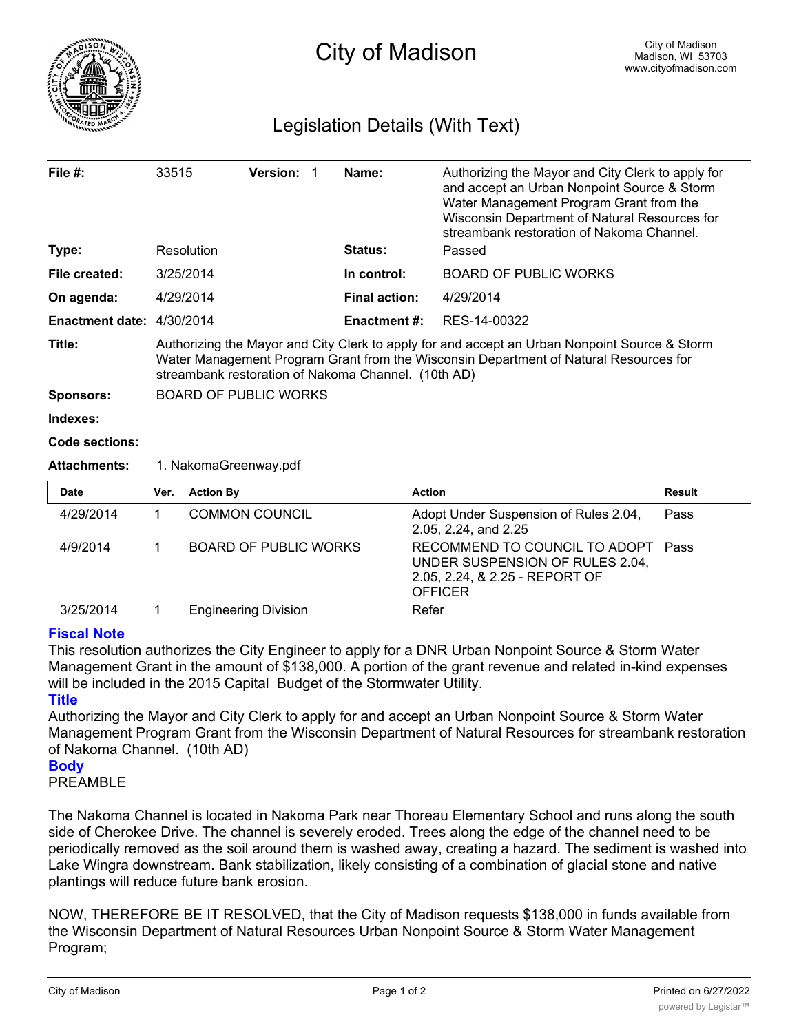# City of Madison

City of Madison
Madison, WI 53703
www.cityofmadison.com

## Legislation Details (With Text)

| | | | | | |
|---|---|---|---|---|---|
| **File #:** | 33515 | **Version:** 1 | **Name:** | | Authorizing the Mayor and City Clerk to apply for and accept an Urban Nonpoint Source & Storm Water Management Program Grant from the Wisconsin Department of Natural Resources for streambank restoration of Nakoma Channel. |
| **Type:** | Resolution | | **Status:** | | Passed |
| **File created:** | 3/25/2014 | | **In control:** | | BOARD OF PUBLIC WORKS |
| **On agenda:** | 4/29/2014 | | **Final action:** | | 4/29/2014 |
| **Enactment date:** | 4/30/2014 | | **Enactment #:** | | RES-14-00322 |

**Title:** Authorizing the Mayor and City Clerk to apply for and accept an Urban Nonpoint Source & Storm Water Management Program Grant from the Wisconsin Department of Natural Resources for streambank restoration of Nakoma Channel. (10th AD)

**Sponsors:** BOARD OF PUBLIC WORKS

**Indexes:**

**Code sections:**

**Attachments:** 1. NakomaGreenway.pdf

| Date | Ver. | Action By | Action | Result |
|---|---|---|---|---|
| 4/29/2014 | 1 | COMMON COUNCIL | Adopt Under Suspension of Rules 2.04, 2.05, 2.24, and 2.25 | Pass |
| 4/9/2014 | 1 | BOARD OF PUBLIC WORKS | RECOMMEND TO COUNCIL TO ADOPT UNDER SUSPENSION OF RULES 2.04, 2.05, 2.24, & 2.25 - REPORT OF OFFICER | Pass |
| 3/25/2014 | 1 | Engineering Division | Refer | |

### Fiscal Note

This resolution authorizes the City Engineer to apply for a DNR Urban Nonpoint Source & Storm Water Management Grant in the amount of $138,000. A portion of the grant revenue and related in-kind expenses will be included in the 2015 Capital Budget of the Stormwater Utility.

### Title

Authorizing the Mayor and City Clerk to apply for and accept an Urban Nonpoint Source & Storm Water Management Program Grant from the Wisconsin Department of Natural Resources for streambank restoration of Nakoma Channel. (10th AD)

### Body

PREAMBLE

The Nakoma Channel is located in Nakoma Park near Thoreau Elementary School and runs along the south side of Cherokee Drive. The channel is severely eroded. Trees along the edge of the channel need to be periodically removed as the soil around them is washed away, creating a hazard. The sediment is washed into Lake Wingra downstream. Bank stabilization, likely consisting of a combination of glacial stone and native plantings will reduce future bank erosion.

NOW, THEREFORE BE IT RESOLVED, that the City of Madison requests $138,000 in funds available from the Wisconsin Department of Natural Resources Urban Nonpoint Source & Storm Water Management Program;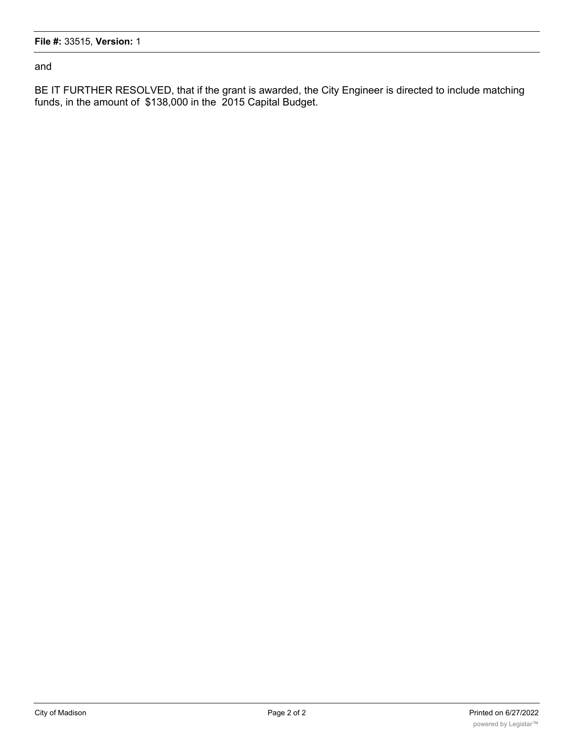and

BE IT FURTHER RESOLVED, that if the grant is awarded, the City Engineer is directed to include matching funds, in the amount of $138,000 in the 2015 Capital Budget.